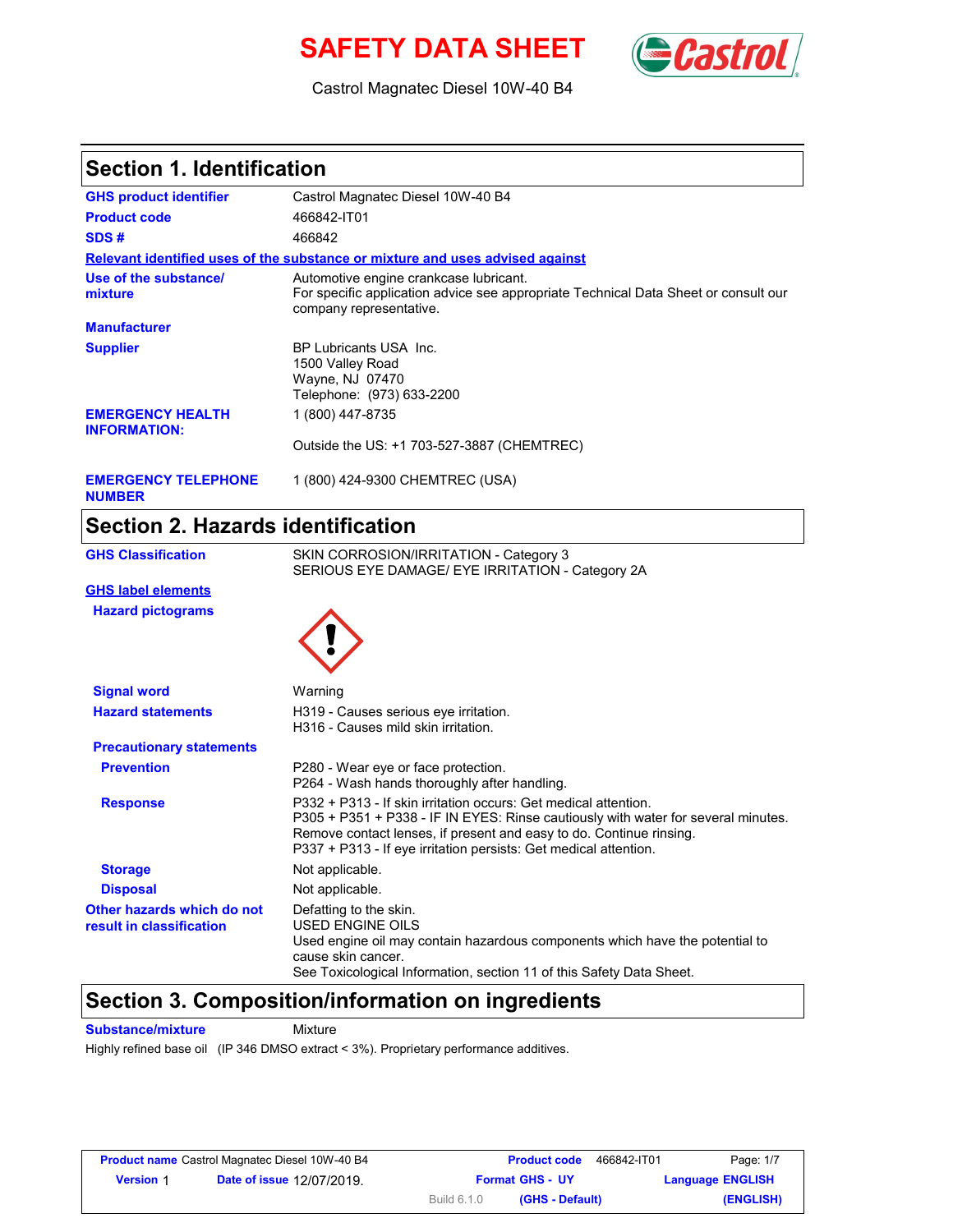# SAFETY DATA SHEET

Castrol Magnatec Diesel 10W-40 B4

## Section 1. Identification

| | |
|---|---|
| **GHS product identifier** | Castrol Magnatec Diesel 10W-40 B4 |
| **Product code** | 466842-IT01 |
| **SDS #** | 466842 |

**Relevant identified uses of the substance or mixture and uses advised against**

| | |
|---|---|
| **Use of the substance/ mixture** | Automotive engine crankcase lubricant.<br>For specific application advice see appropriate Technical Data Sheet or consult our company representative. |
| **Manufacturer** | |
| **Supplier** | BP Lubricants USA Inc.<br>1500 Valley Road<br>Wayne, NJ 07470<br>Telephone: (973) 633-2200 |
| **EMERGENCY HEALTH INFORMATION:** | 1 (800) 447-8735<br><br>Outside the US: +1 703-527-3887 (CHEMTREC) |
| **EMERGENCY TELEPHONE NUMBER** | 1 (800) 424-9300 CHEMTREC (USA) |

## Section 2. Hazards identification

| | |
|---|---|
| **GHS Classification** | SKIN CORROSION/IRRITATION - Category 3<br>SERIOUS EYE DAMAGE/ EYE IRRITATION - Category 2A |

**GHS label elements**

| | |
|---|---|
| **Hazard pictograms** | |
| **Signal word** | Warning |
| **Hazard statements** | H319 - Causes serious eye irritation.<br>H316 - Causes mild skin irritation. |

**Precautionary statements**

| | |
|---|---|
| **Prevention** | P280 - Wear eye or face protection.<br>P264 - Wash hands thoroughly after handling. |
| **Response** | P332 + P313 - If skin irritation occurs: Get medical attention.<br>P305 + P351 + P338 - IF IN EYES: Rinse cautiously with water for several minutes. Remove contact lenses, if present and easy to do. Continue rinsing.<br>P337 + P313 - If eye irritation persists: Get medical attention. |
| **Storage** | Not applicable. |
| **Disposal** | Not applicable. |
| **Other hazards which do not result in classification** | Defatting to the skin.<br>USED ENGINE OILS<br>Used engine oil may contain hazardous components which have the potential to cause skin cancer.<br>See Toxicological Information, section 11 of this Safety Data Sheet. |

## Section 3. Composition/information on ingredients

| | |
|---|---|
| **Substance/mixture** | Mixture |

Highly refined base oil (IP 346 DMSO extract < 3%). Proprietary performance additives.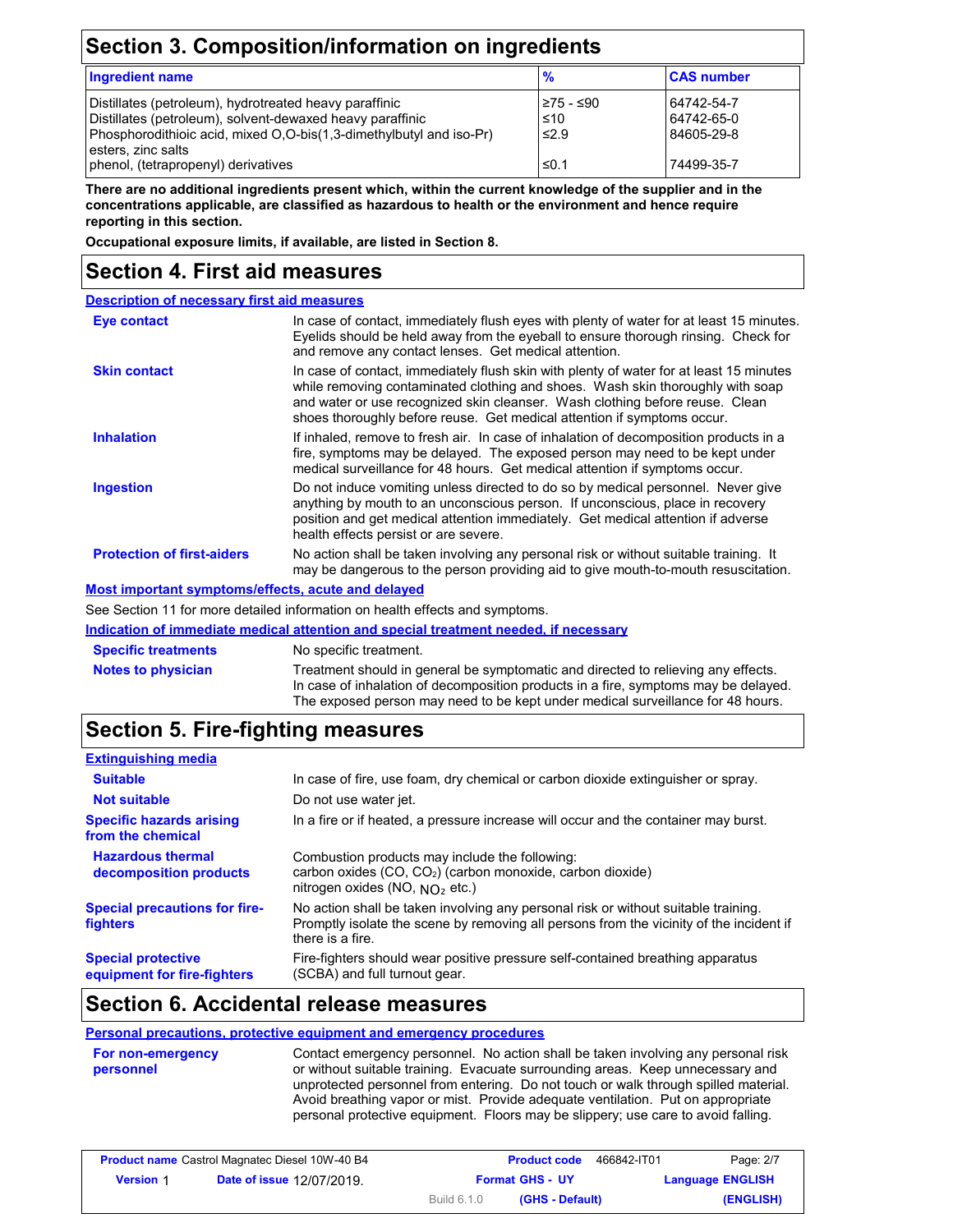## Section 3. Composition/information on ingredients

| Ingredient name | % | CAS number |
|---|---|---|
| Distillates (petroleum), hydrotreated heavy paraffinic | ≥75 - ≤90 | 64742-54-7 |
| Distillates (petroleum), solvent-dewaxed heavy paraffinic | ≤10 | 64742-65-0 |
| Phosphorodithioic acid, mixed O,O-bis(1,3-dimethylbutyl and iso-Pr) esters, zinc salts | ≤2.9 | 84605-29-8 |
| phenol, (tetrapropenyl) derivatives | ≤0.1 | 74499-35-7 |

**There are no additional ingredients present which, within the current knowledge of the supplier and in the concentrations applicable, are classified as hazardous to health or the environment and hence require reporting in this section.**

**Occupational exposure limits, if available, are listed in Section 8.**

## Section 4. First aid measures

**Description of necessary first aid measures**

**Eye contact**
In case of contact, immediately flush eyes with plenty of water for at least 15 minutes. Eyelids should be held away from the eyeball to ensure thorough rinsing. Check for and remove any contact lenses. Get medical attention.

**Skin contact**
In case of contact, immediately flush skin with plenty of water for at least 15 minutes while removing contaminated clothing and shoes. Wash skin thoroughly with soap and water or use recognized skin cleanser. Wash clothing before reuse. Clean shoes thoroughly before reuse. Get medical attention if symptoms occur.

**Inhalation**
If inhaled, remove to fresh air. In case of inhalation of decomposition products in a fire, symptoms may be delayed. The exposed person may need to be kept under medical surveillance for 48 hours. Get medical attention if symptoms occur.

**Ingestion**
Do not induce vomiting unless directed to do so by medical personnel. Never give anything by mouth to an unconscious person. If unconscious, place in recovery position and get medical attention immediately. Get medical attention if adverse health effects persist or are severe.

**Protection of first-aiders**
No action shall be taken involving any personal risk or without suitable training. It may be dangerous to the person providing aid to give mouth-to-mouth resuscitation.

**Most important symptoms/effects, acute and delayed**

See Section 11 for more detailed information on health effects and symptoms.

**Indication of immediate medical attention and special treatment needed, if necessary**

**Specific treatments**
No specific treatment.

**Notes to physician**
Treatment should in general be symptomatic and directed to relieving any effects. In case of inhalation of decomposition products in a fire, symptoms may be delayed. The exposed person may need to be kept under medical surveillance for 48 hours.

## Section 5. Fire-fighting measures

**Extinguishing media**

**Suitable**
In case of fire, use foam, dry chemical or carbon dioxide extinguisher or spray.

**Not suitable**
Do not use water jet.

**Specific hazards arising from the chemical**
In a fire or if heated, a pressure increase will occur and the container may burst.

**Hazardous thermal decomposition products**
Combustion products may include the following:
carbon oxides ($CO$, $CO_2$) (carbon monoxide, carbon dioxide)
nitrogen oxides ($NO$, $NO_2$ etc.)

**Special precautions for fire-fighters**
No action shall be taken involving any personal risk or without suitable training. Promptly isolate the scene by removing all persons from the vicinity of the incident if there is a fire.

**Special protective equipment for fire-fighters**
Fire-fighters should wear positive pressure self-contained breathing apparatus (SCBA) and full turnout gear.

## Section 6. Accidental release measures

**Personal precautions, protective equipment and emergency procedures**

**For non-emergency personnel**
Contact emergency personnel. No action shall be taken involving any personal risk or without suitable training. Evacuate surrounding areas. Keep unnecessary and unprotected personnel from entering. Do not touch or walk through spilled material. Avoid breathing vapor or mist. Provide adequate ventilation. Put on appropriate personal protective equipment. Floors may be slippery; use care to avoid falling.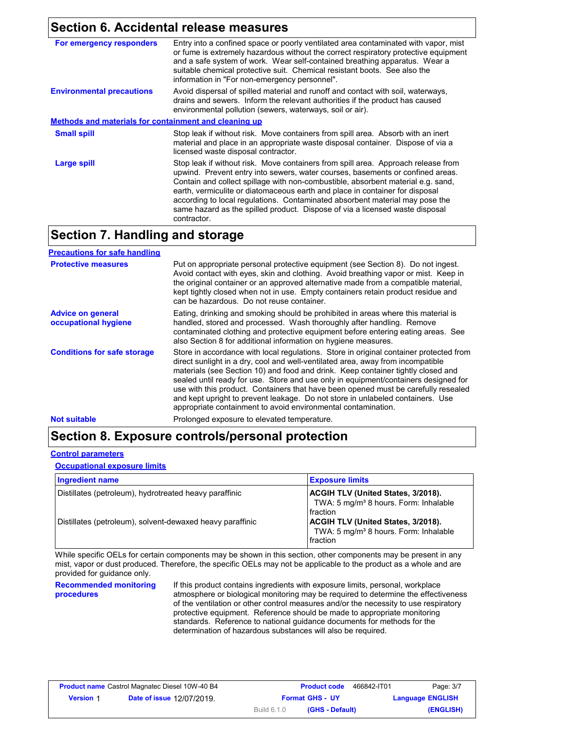## Section 6. Accidental release measures

**For emergency responders**

Entry into a confined space or poorly ventilated area contaminated with vapor, mist or fume is extremely hazardous without the correct respiratory protective equipment and a safe system of work. Wear self-contained breathing apparatus. Wear a suitable chemical protective suit. Chemical resistant boots. See also the information in "For non-emergency personnel".

**Environmental precautions**

Avoid dispersal of spilled material and runoff and contact with soil, waterways, drains and sewers. Inform the relevant authorities if the product has caused environmental pollution (sewers, waterways, soil or air).

### Methods and materials for containment and cleaning up

**Small spill**

Stop leak if without risk. Move containers from spill area. Absorb with an inert material and place in an appropriate waste disposal container. Dispose of via a licensed waste disposal contractor.

**Large spill**

Stop leak if without risk. Move containers from spill area. Approach release from upwind. Prevent entry into sewers, water courses, basements or confined areas. Contain and collect spillage with non-combustible, absorbent material e.g. sand, earth, vermiculite or diatomaceous earth and place in container for disposal according to local regulations. Contaminated absorbent material may pose the same hazard as the spilled product. Dispose of via a licensed waste disposal contractor.

## Section 7. Handling and storage

### Precautions for safe handling

**Protective measures**

Put on appropriate personal protective equipment (see Section 8). Do not ingest. Avoid contact with eyes, skin and clothing. Avoid breathing vapor or mist. Keep in the original container or an approved alternative made from a compatible material, kept tightly closed when not in use. Empty containers retain product residue and can be hazardous. Do not reuse container.

**Advice on general occupational hygiene**

Eating, drinking and smoking should be prohibited in areas where this material is handled, stored and processed. Wash thoroughly after handling. Remove contaminated clothing and protective equipment before entering eating areas. See also Section 8 for additional information on hygiene measures.

**Conditions for safe storage**

Store in accordance with local regulations. Store in original container protected from direct sunlight in a dry, cool and well-ventilated area, away from incompatible materials (see Section 10) and food and drink. Keep container tightly closed and sealed until ready for use. Store and use only in equipment/containers designed for use with this product. Containers that have been opened must be carefully resealed and kept upright to prevent leakage. Do not store in unlabeled containers. Use appropriate containment to avoid environmental contamination.

**Not suitable**

Prolonged exposure to elevated temperature.

## Section 8. Exposure controls/personal protection

### Control parameters

#### Occupational exposure limits

| Ingredient name | Exposure limits |
|---|---|
| Distillates (petroleum), hydrotreated heavy paraffinic | **ACGIH TLV (United States, 3/2018).** TWA: 5 mg/m³ 8 hours. Form: Inhalable fraction |
| Distillates (petroleum), solvent-dewaxed heavy paraffinic | **ACGIH TLV (United States, 3/2018).** TWA: 5 mg/m³ 8 hours. Form: Inhalable fraction |

While specific OELs for certain components may be shown in this section, other components may be present in any mist, vapor or dust produced. Therefore, the specific OELs may not be applicable to the product as a whole and are provided for guidance only.

**Recommended monitoring procedures**

If this product contains ingredients with exposure limits, personal, workplace atmosphere or biological monitoring may be required to determine the effectiveness of the ventilation or other control measures and/or the necessity to use respiratory protective equipment. Reference should be made to appropriate monitoring standards. Reference to national guidance documents for methods for the determination of hazardous substances will also be required.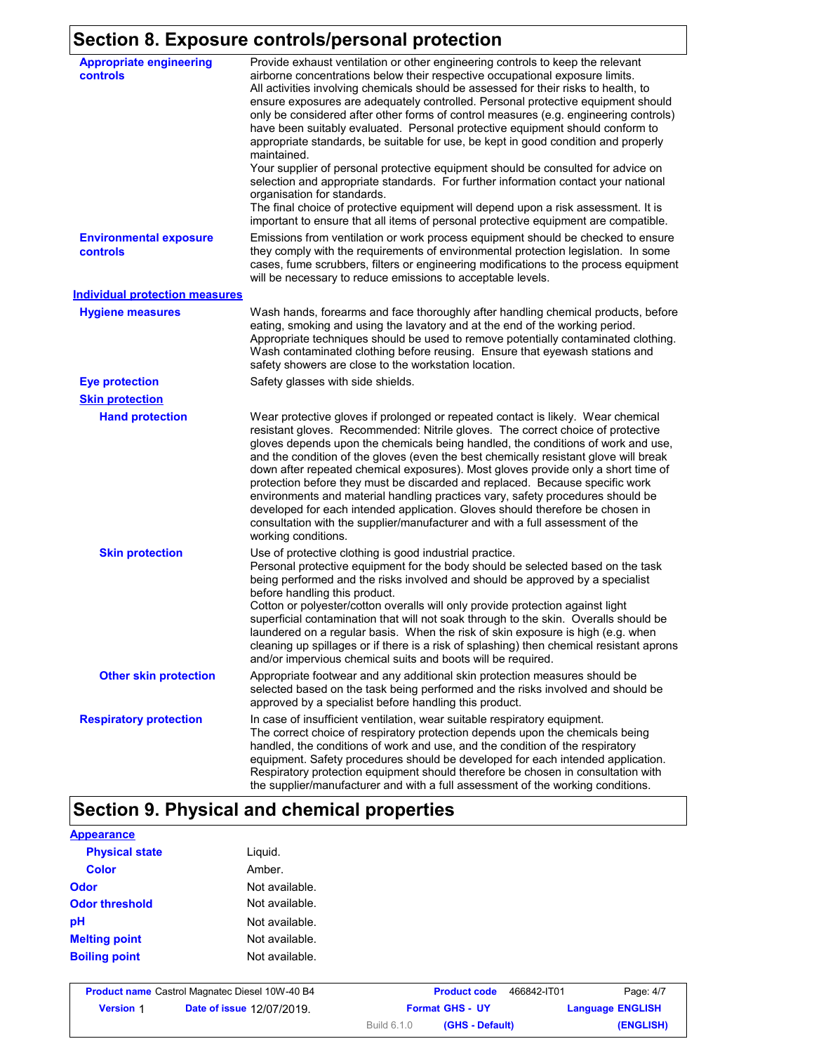## Section 8. Exposure controls/personal protection

**Appropriate engineering controls**

Provide exhaust ventilation or other engineering controls to keep the relevant airborne concentrations below their respective occupational exposure limits.
All activities involving chemicals should be assessed for their risks to health, to ensure exposures are adequately controlled. Personal protective equipment should only be considered after other forms of control measures (e.g. engineering controls) have been suitably evaluated. Personal protective equipment should conform to appropriate standards, be suitable for use, be kept in good condition and properly maintained.
Your supplier of personal protective equipment should be consulted for advice on selection and appropriate standards. For further information contact your national organisation for standards.
The final choice of protective equipment will depend upon a risk assessment. It is important to ensure that all items of personal protective equipment are compatible.

**Environmental exposure controls**

Emissions from ventilation or work process equipment should be checked to ensure they comply with the requirements of environmental protection legislation. In some cases, fume scrubbers, filters or engineering modifications to the process equipment will be necessary to reduce emissions to acceptable levels.

### Individual protection measures

**Hygiene measures**

Wash hands, forearms and face thoroughly after handling chemical products, before eating, smoking and using the lavatory and at the end of the working period. Appropriate techniques should be used to remove potentially contaminated clothing. Wash contaminated clothing before reusing. Ensure that eyewash stations and safety showers are close to the workstation location.

**Eye protection**

Safety glasses with side shields.

**Skin protection**

**Hand protection**

Wear protective gloves if prolonged or repeated contact is likely. Wear chemical resistant gloves. Recommended: Nitrile gloves. The correct choice of protective gloves depends upon the chemicals being handled, the conditions of work and use, and the condition of the gloves (even the best chemically resistant glove will break down after repeated chemical exposures). Most gloves provide only a short time of protection before they must be discarded and replaced. Because specific work environments and material handling practices vary, safety procedures should be developed for each intended application. Gloves should therefore be chosen in consultation with the supplier/manufacturer and with a full assessment of the working conditions.

**Skin protection**

Use of protective clothing is good industrial practice.
Personal protective equipment for the body should be selected based on the task being performed and the risks involved and should be approved by a specialist before handling this product.
Cotton or polyester/cotton overalls will only provide protection against light superficial contamination that will not soak through to the skin. Overalls should be laundered on a regular basis. When the risk of skin exposure is high (e.g. when cleaning up spillages or if there is a risk of splashing) then chemical resistant aprons and/or impervious chemical suits and boots will be required.

**Other skin protection**

Appropriate footwear and any additional skin protection measures should be selected based on the task being performed and the risks involved and should be approved by a specialist before handling this product.

**Respiratory protection**

In case of insufficient ventilation, wear suitable respiratory equipment.
The correct choice of respiratory protection depends upon the chemicals being handled, the conditions of work and use, and the condition of the respiratory equipment. Safety procedures should be developed for each intended application. Respiratory protection equipment should therefore be chosen in consultation with the supplier/manufacturer and with a full assessment of the working conditions.

## Section 9. Physical and chemical properties

**Appearance**

| | |
|---|---|
| **Physical state** | Liquid. |
| **Color** | Amber. |
| **Odor** | Not available. |
| **Odor threshold** | Not available. |
| **pH** | Not available. |
| **Melting point** | Not available. |
| **Boiling point** | Not available. |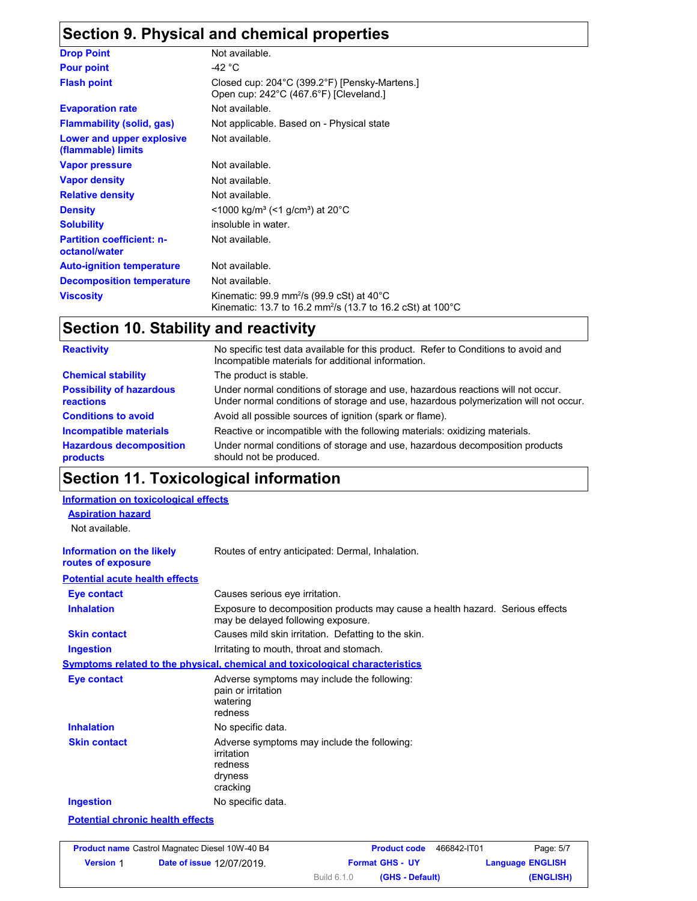## Section 9. Physical and chemical properties

| | |
|---|---|
| **Drop Point** | Not available. |
| **Pour point** | -42 °C |
| **Flash point** | Closed cup: 204°C (399.2°F) [Pensky-Martens.]<br>Open cup: 242°C (467.6°F) [Cleveland.] |
| **Evaporation rate** | Not available. |
| **Flammability (solid, gas)** | Not applicable. Based on - Physical state |
| **Lower and upper explosive (flammable) limits** | Not available. |
| **Vapor pressure** | Not available. |
| **Vapor density** | Not available. |
| **Relative density** | Not available. |
| **Density** | <1000 kg/m³ (<1 g/cm³) at 20°C |
| **Solubility** | insoluble in water. |
| **Partition coefficient: n-octanol/water** | Not available. |
| **Auto-ignition temperature** | Not available. |
| **Decomposition temperature** | Not available. |
| **Viscosity** | Kinematic: 99.9 mm²/s (99.9 cSt) at 40°C<br>Kinematic: 13.7 to 16.2 mm²/s (13.7 to 16.2 cSt) at 100°C |

## Section 10. Stability and reactivity

| | |
|---|---|
| **Reactivity** | No specific test data available for this product. Refer to Conditions to avoid and Incompatible materials for additional information. |
| **Chemical stability** | The product is stable. |
| **Possibility of hazardous reactions** | Under normal conditions of storage and use, hazardous reactions will not occur.<br>Under normal conditions of storage and use, hazardous polymerization will not occur. |
| **Conditions to avoid** | Avoid all possible sources of ignition (spark or flame). |
| **Incompatible materials** | Reactive or incompatible with the following materials: oxidizing materials. |
| **Hazardous decomposition products** | Under normal conditions of storage and use, hazardous decomposition products should not be produced. |

## Section 11. Toxicological information

### Information on toxicological effects

**Aspiration hazard**

Not available.

| | |
|---|---|
| **Information on the likely routes of exposure** | Routes of entry anticipated: Dermal, Inhalation. |

**Potential acute health effects**

| | |
|---|---|
| **Eye contact** | Causes serious eye irritation. |
| **Inhalation** | Exposure to decomposition products may cause a health hazard. Serious effects may be delayed following exposure. |
| **Skin contact** | Causes mild skin irritation. Defatting to the skin. |
| **Ingestion** | Irritating to mouth, throat and stomach. |

**Symptoms related to the physical, chemical and toxicological characteristics**

| | |
|---|---|
| **Eye contact** | Adverse symptoms may include the following:<br>pain or irritation<br>watering<br>redness |
| **Inhalation** | No specific data. |
| **Skin contact** | Adverse symptoms may include the following:<br>irritation<br>redness<br>dryness<br>cracking |
| **Ingestion** | No specific data. |

**Potential chronic health effects**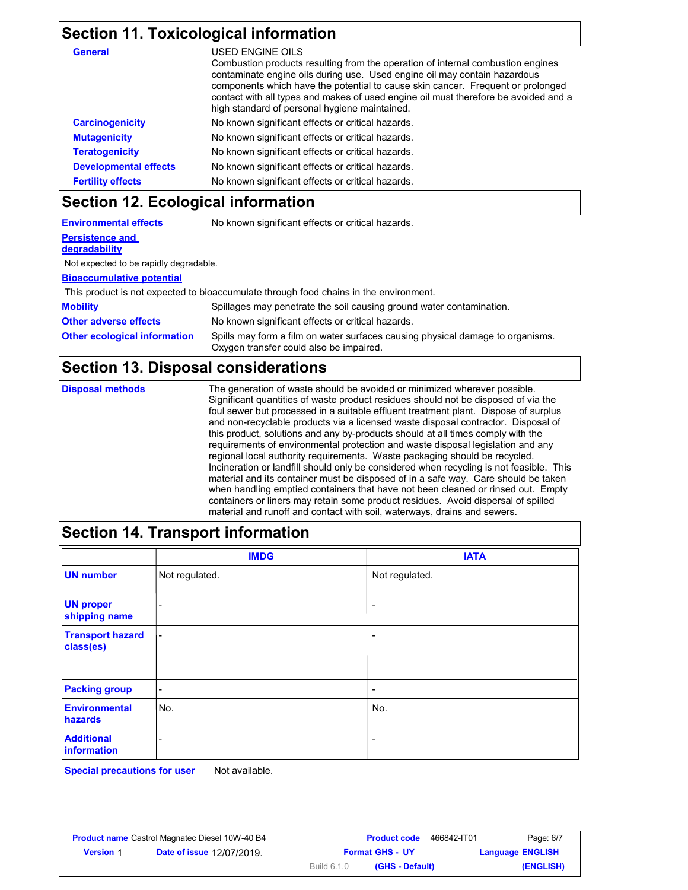## Section 11. Toxicological information

**General**

USED ENGINE OILS
Combustion products resulting from the operation of internal combustion engines contaminate engine oils during use. Used engine oil may contain hazardous components which have the potential to cause skin cancer. Frequent or prolonged contact with all types and makes of used engine oil must therefore be avoided and a high standard of personal hygiene maintained.

**Carcinogenicity** No known significant effects or critical hazards.

**Mutagenicity** No known significant effects or critical hazards.

**Teratogenicity** No known significant effects or critical hazards.

**Developmental effects** No known significant effects or critical hazards.

**Fertility effects** No known significant effects or critical hazards.

## Section 12. Ecological information

**Environmental effects** No known significant effects or critical hazards.

**Persistence and degradability**

Not expected to be rapidly degradable.

**Bioaccumulative potential**

This product is not expected to bioaccumulate through food chains in the environment.

**Mobility** Spillages may penetrate the soil causing ground water contamination.

**Other adverse effects** No known significant effects or critical hazards.

**Other ecological information** Spills may form a film on water surfaces causing physical damage to organisms. Oxygen transfer could also be impaired.

## Section 13. Disposal considerations

**Disposal methods**

The generation of waste should be avoided or minimized wherever possible. Significant quantities of waste product residues should not be disposed of via the foul sewer but processed in a suitable effluent treatment plant. Dispose of surplus and non-recyclable products via a licensed waste disposal contractor. Disposal of this product, solutions and any by-products should at all times comply with the requirements of environmental protection and waste disposal legislation and any regional local authority requirements. Waste packaging should be recycled. Incineration or landfill should only be considered when recycling is not feasible. This material and its container must be disposed of in a safe way. Care should be taken when handling emptied containers that have not been cleaned or rinsed out. Empty containers or liners may retain some product residues. Avoid dispersal of spilled material and runoff and contact with soil, waterways, drains and sewers.

## Section 14. Transport information

| | IMDG | IATA |
|---|---|---|
| **UN number** | Not regulated. | Not regulated. |
| **UN proper shipping name** | - | - |
| **Transport hazard class(es)** | - | - |
| **Packing group** | - | - |
| **Environmental hazards** | No. | No. |
| **Additional information** | - | - |

**Special precautions for user** Not available.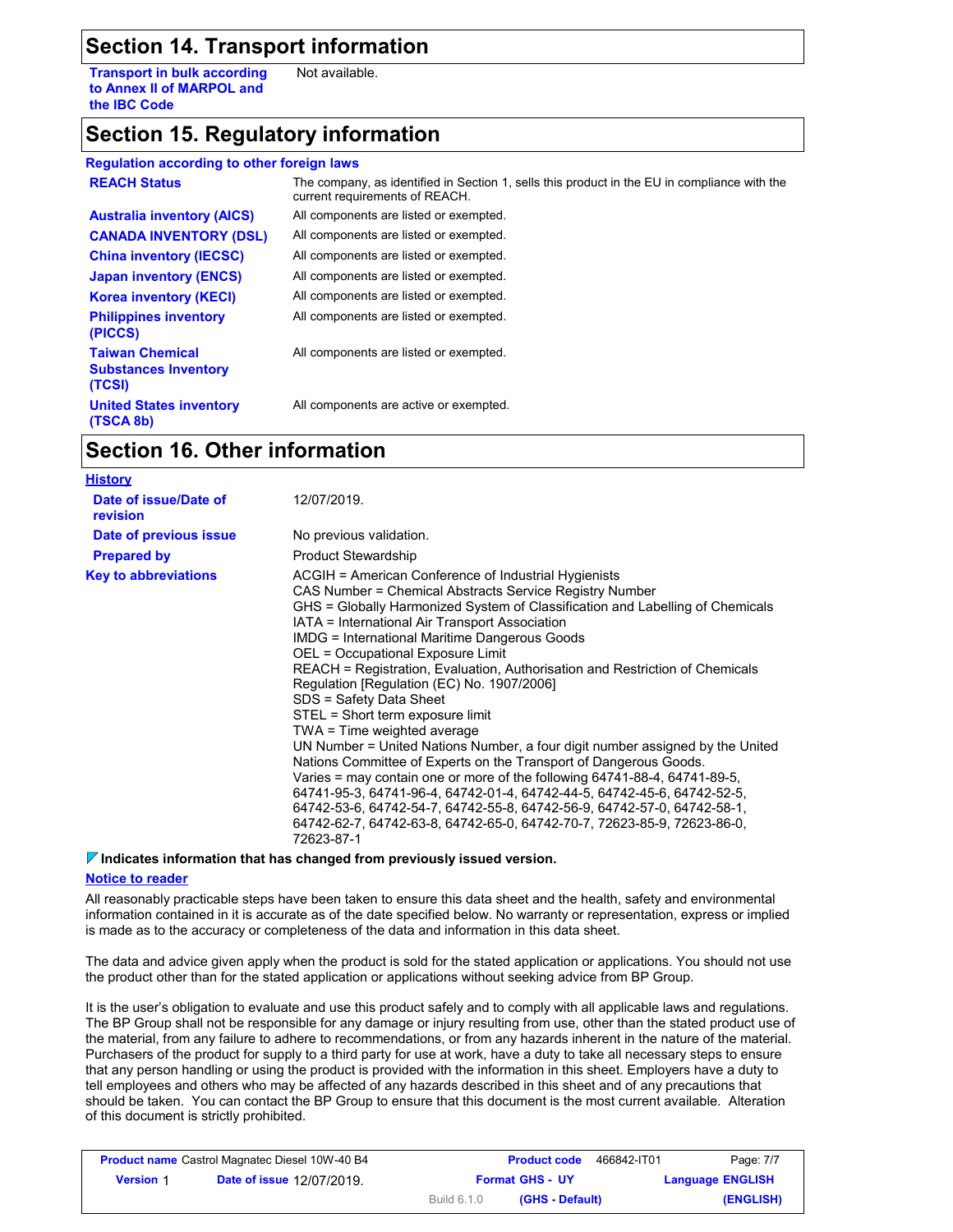## Section 14. Transport information

| | |
|---|---|
| **Transport in bulk according to Annex II of MARPOL and the IBC Code** | Not available. |

## Section 15. Regulatory information

**Regulation according to other foreign laws**

| | |
|---|---|
| **REACH Status** | The company, as identified in Section 1, sells this product in the EU in compliance with the current requirements of REACH. |
| **Australia inventory (AICS)** | All components are listed or exempted. |
| **CANADA INVENTORY (DSL)** | All components are listed or exempted. |
| **China inventory (IECSC)** | All components are listed or exempted. |
| **Japan inventory (ENCS)** | All components are listed or exempted. |
| **Korea inventory (KECI)** | All components are listed or exempted. |
| **Philippines inventory (PICCS)** | All components are listed or exempted. |
| **Taiwan Chemical Substances Inventory (TCSI)** | All components are listed or exempted. |
| **United States inventory (TSCA 8b)** | All components are active or exempted. |

## Section 16. Other information

**History**

| | |
|---|---|
| **Date of issue/Date of revision** | 12/07/2019. |
| **Date of previous issue** | No previous validation. |
| **Prepared by** | Product Stewardship |
| **Key to abbreviations** | ACGIH = American Conference of Industrial Hygienists<br>CAS Number = Chemical Abstracts Service Registry Number<br>GHS = Globally Harmonized System of Classification and Labelling of Chemicals<br>IATA = International Air Transport Association<br>IMDG = International Maritime Dangerous Goods<br>OEL = Occupational Exposure Limit<br>REACH = Registration, Evaluation, Authorisation and Restriction of Chemicals Regulation [Regulation (EC) No. 1907/2006]<br>SDS = Safety Data Sheet<br>STEL = Short term exposure limit<br>TWA = Time weighted average<br>UN Number = United Nations Number, a four digit number assigned by the United Nations Committee of Experts on the Transport of Dangerous Goods.<br>Varies = may contain one or more of the following 64741-88-4, 64741-89-5, 64741-95-3, 64741-96-4, 64742-01-4, 64742-44-5, 64742-45-6, 64742-52-5, 64742-53-6, 64742-54-7, 64742-55-8, 64742-56-9, 64742-57-0, 64742-58-1, 64742-62-7, 64742-63-8, 64742-65-0, 64742-70-7, 72623-85-9, 72623-86-0, 72623-87-1 |

**Indicates information that has changed from previously issued version.**

**Notice to reader**

All reasonably practicable steps have been taken to ensure this data sheet and the health, safety and environmental information contained in it is accurate as of the date specified below. No warranty or representation, express or implied is made as to the accuracy or completeness of the data and information in this data sheet.

The data and advice given apply when the product is sold for the stated application or applications. You should not use the product other than for the stated application or applications without seeking advice from BP Group.

It is the user's obligation to evaluate and use this product safely and to comply with all applicable laws and regulations. The BP Group shall not be responsible for any damage or injury resulting from use, other than the stated product use of the material, from any failure to adhere to recommendations, or from any hazards inherent in the nature of the material. Purchasers of the product for supply to a third party for use at work, have a duty to take all necessary steps to ensure that any person handling or using the product is provided with the information in this sheet. Employers have a duty to tell employees and others who may be affected of any hazards described in this sheet and of any precautions that should be taken. You can contact the BP Group to ensure that this document is the most current available. Alteration of this document is strictly prohibited.